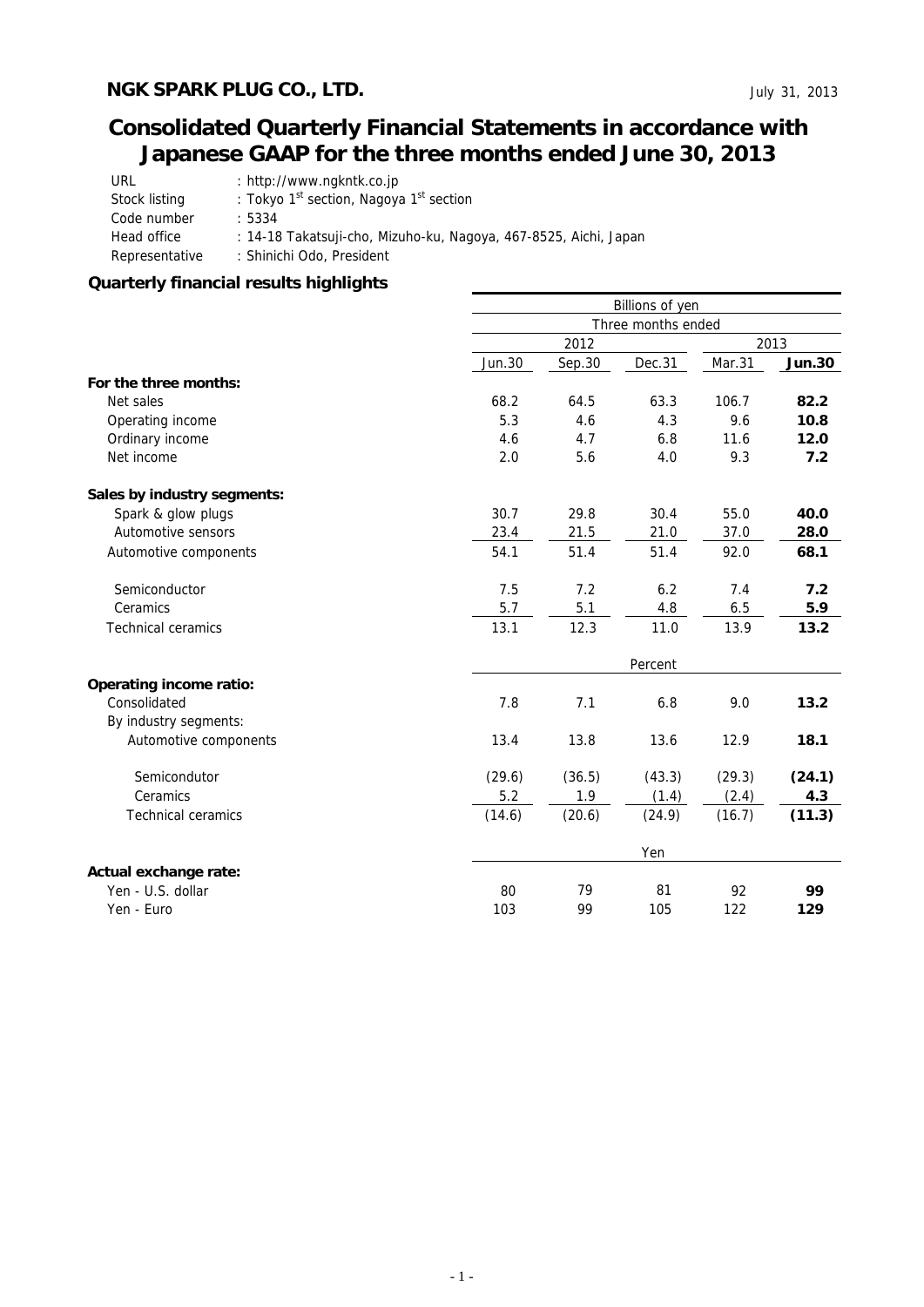**NGK SPARK PLUG CO., LTD.**

July 31, 2013

# Consolidated Quarterly Financial Statements in accordance with Japanese GAAP for the three months ended June 30, 2013

URL : http://www.ngkntk.co.jp
Stock listing : Tokyo 1st section, Nagoya 1st section
Code number : 5334
Head office : 14-18 Takatsuji-cho, Mizuho-ku, Nagoya, 467-8525, Aichi, Japan
Representative : Shinichi Odo, President

## Quarterly financial results highlights

| | Billions of yen | | | | |
|---|---|---|---|---|---|
| | Three months ended | | | | |
| | 2012 | | | 2013 | |
| | Jun.30 | Sep.30 | Dec.31 | Mar.31 | **Jun.30** |
| **For the three months:** | | | | | |
| Net sales | 68.2 | 64.5 | 63.3 | 106.7 | **82.2** |
| Operating income | 5.3 | 4.6 | 4.3 | 9.6 | **10.8** |
| Ordinary income | 4.6 | 4.7 | 6.8 | 11.6 | **12.0** |
| Net income | 2.0 | 5.6 | 4.0 | 9.3 | **7.2** |
| **Sales by industry segments:** | | | | | |
| Spark & glow plugs | 30.7 | 29.8 | 30.4 | 55.0 | **40.0** |
| Automotive sensors | 23.4 | 21.5 | 21.0 | 37.0 | **28.0** |
| Automotive components | 54.1 | 51.4 | 51.4 | 92.0 | **68.1** |
| Semiconductor | 7.5 | 7.2 | 6.2 | 7.4 | **7.2** |
| Ceramics | 5.7 | 5.1 | 4.8 | 6.5 | **5.9** |
| Technical ceramics | 13.1 | 12.3 | 11.0 | 13.9 | **13.2** |
| | Percent | | | | |
| **Operating income ratio:** | | | | | |
| Consolidated | 7.8 | 7.1 | 6.8 | 9.0 | **13.2** |
| By industry segments: | | | | | |
| Automotive components | 13.4 | 13.8 | 13.6 | 12.9 | **18.1** |
| Semicondutor | (29.6) | (36.5) | (43.3) | (29.3) | **(24.1)** |
| Ceramics | 5.2 | 1.9 | (1.4) | (2.4) | **4.3** |
| Technical ceramics | (14.6) | (20.6) | (24.9) | (16.7) | **(11.3)** |
| | Yen | | | | |
| **Actual exchange rate:** | | | | | |
| Yen - U.S. dollar | 80 | 79 | 81 | 92 | **99** |
| Yen - Euro | 103 | 99 | 105 | 122 | **129** |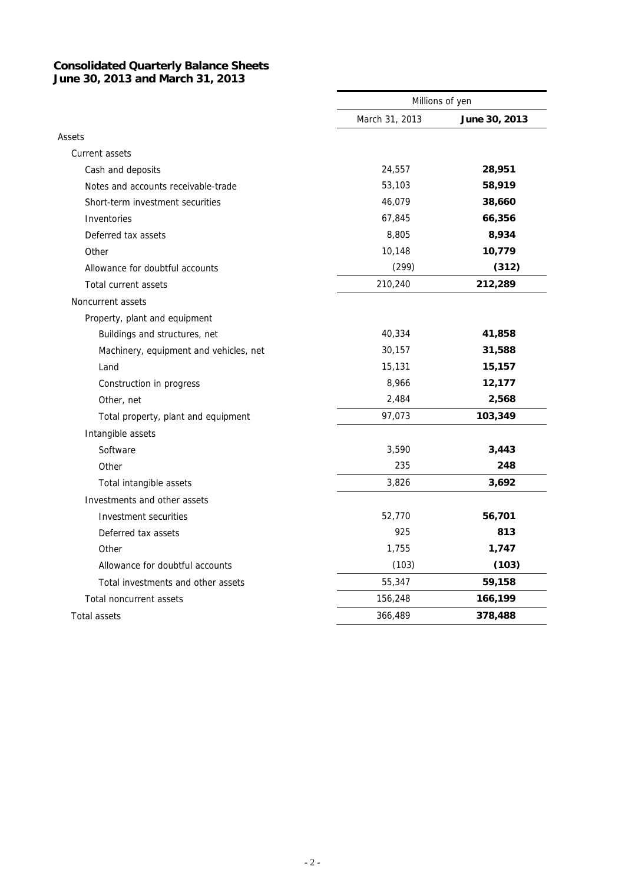**Consolidated Quarterly Balance Sheets**
**June 30, 2013 and March 31, 2013**

| | Millions of yen | |
|---|---|---|
| | March 31, 2013 | **June 30, 2013** |
| Assets | | |
| Current assets | | |
| Cash and deposits | 24,557 | **28,951** |
| Notes and accounts receivable-trade | 53,103 | **58,919** |
| Short-term investment securities | 46,079 | **38,660** |
| Inventories | 67,845 | **66,356** |
| Deferred tax assets | 8,805 | **8,934** |
| Other | 10,148 | **10,779** |
| Allowance for doubtful accounts | (299) | **(312)** |
| Total current assets | 210,240 | **212,289** |
| Noncurrent assets | | |
| Property, plant and equipment | | |
| Buildings and structures, net | 40,334 | **41,858** |
| Machinery, equipment and vehicles, net | 30,157 | **31,588** |
| Land | 15,131 | **15,157** |
| Construction in progress | 8,966 | **12,177** |
| Other, net | 2,484 | **2,568** |
| Total property, plant and equipment | 97,073 | **103,349** |
| Intangible assets | | |
| Software | 3,590 | **3,443** |
| Other | 235 | **248** |
| Total intangible assets | 3,826 | **3,692** |
| Investments and other assets | | |
| Investment securities | 52,770 | **56,701** |
| Deferred tax assets | 925 | **813** |
| Other | 1,755 | **1,747** |
| Allowance for doubtful accounts | (103) | **(103)** |
| Total investments and other assets | 55,347 | **59,158** |
| Total noncurrent assets | 156,248 | **166,199** |
| Total assets | 366,489 | **378,488** |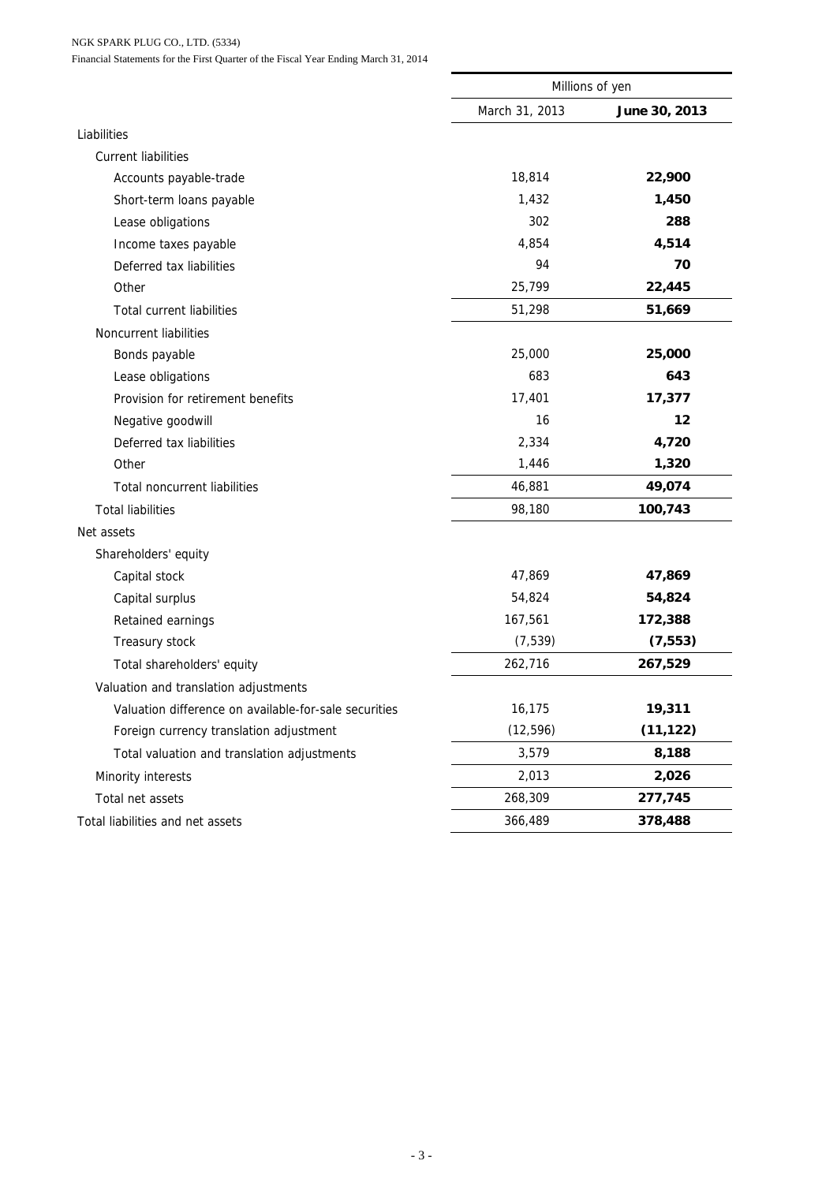| | Millions of yen | |
|---|---|---|
| | March 31, 2013 | **June 30, 2013** |
| Liabilities | | |
| Current liabilities | | |
| Accounts payable-trade | 18,814 | **22,900** |
| Short-term loans payable | 1,432 | **1,450** |
| Lease obligations | 302 | **288** |
| Income taxes payable | 4,854 | **4,514** |
| Deferred tax liabilities | 94 | **70** |
| Other | 25,799 | **22,445** |
| Total current liabilities | 51,298 | **51,669** |
| Noncurrent liabilities | | |
| Bonds payable | 25,000 | **25,000** |
| Lease obligations | 683 | **643** |
| Provision for retirement benefits | 17,401 | **17,377** |
| Negative goodwill | 16 | **12** |
| Deferred tax liabilities | 2,334 | **4,720** |
| Other | 1,446 | **1,320** |
| Total noncurrent liabilities | 46,881 | **49,074** |
| Total liabilities | 98,180 | **100,743** |
| Net assets | | |
| Shareholders' equity | | |
| Capital stock | 47,869 | **47,869** |
| Capital surplus | 54,824 | **54,824** |
| Retained earnings | 167,561 | **172,388** |
| Treasury stock | (7,539) | **(7,553)** |
| Total shareholders' equity | 262,716 | **267,529** |
| Valuation and translation adjustments | | |
| Valuation difference on available-for-sale securities | 16,175 | **19,311** |
| Foreign currency translation adjustment | (12,596) | **(11,122)** |
| Total valuation and translation adjustments | 3,579 | **8,188** |
| Minority interests | 2,013 | **2,026** |
| Total net assets | 268,309 | **277,745** |
| Total liabilities and net assets | 366,489 | **378,488** |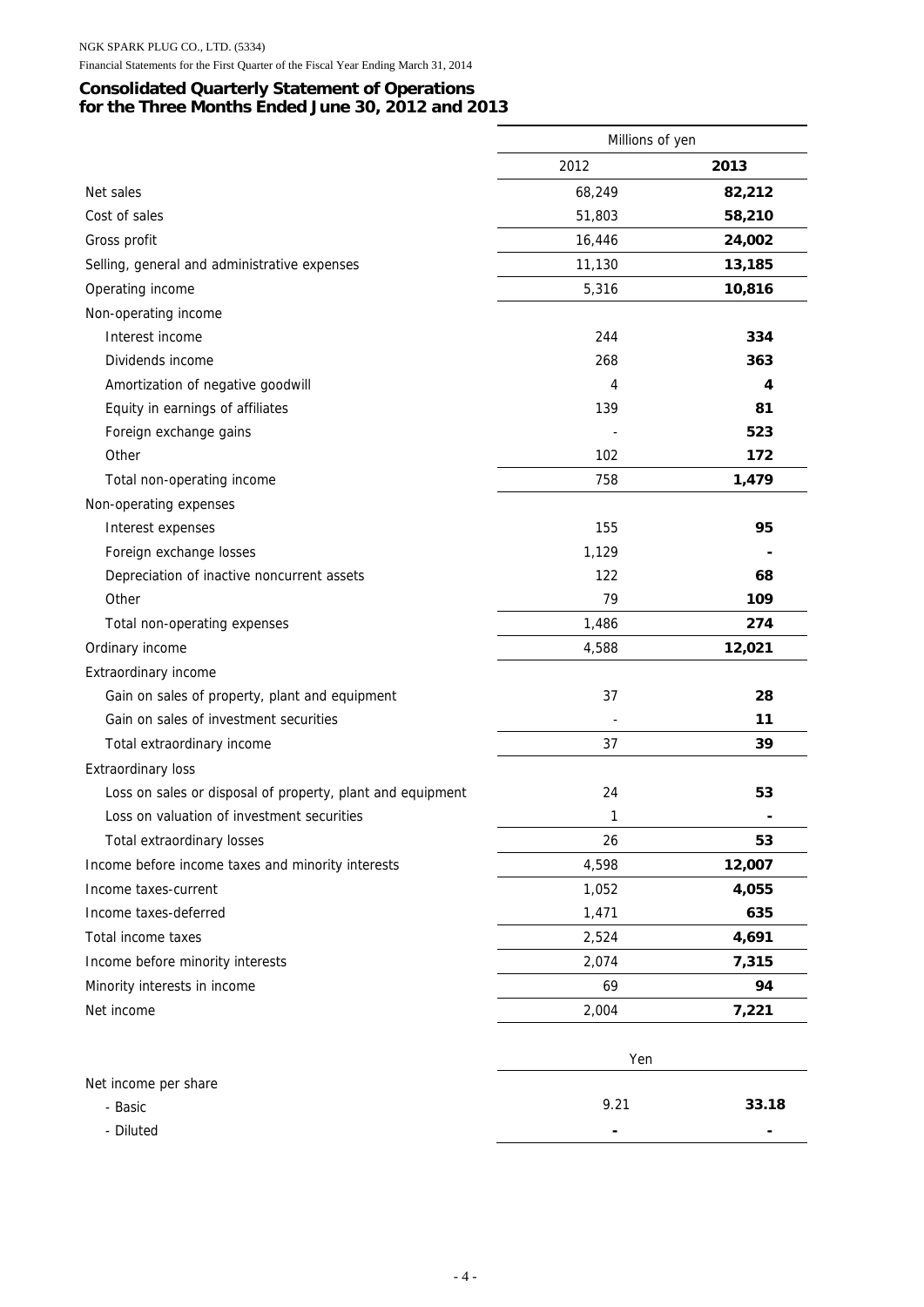## Consolidated Quarterly Statement of Operations for the Three Months Ended June 30, 2012 and 2013

| | Millions of yen | |
|---|---|---|
| | 2012 | **2013** |
| Net sales | 68,249 | **82,212** |
| Cost of sales | 51,803 | **58,210** |
| Gross profit | 16,446 | **24,002** |
| Selling, general and administrative expenses | 11,130 | **13,185** |
| Operating income | 5,316 | **10,816** |
| Non-operating income | | |
| Interest income | 244 | **334** |
| Dividends income | 268 | **363** |
| Amortization of negative goodwill | 4 | **4** |
| Equity in earnings of affiliates | 139 | **81** |
| Foreign exchange gains | - | **523** |
| Other | 102 | **172** |
| Total non-operating income | 758 | **1,479** |
| Non-operating expenses | | |
| Interest expenses | 155 | **95** |
| Foreign exchange losses | 1,129 | **-** |
| Depreciation of inactive noncurrent assets | 122 | **68** |
| Other | 79 | **109** |
| Total non-operating expenses | 1,486 | **274** |
| Ordinary income | 4,588 | **12,021** |
| Extraordinary income | | |
| Gain on sales of property, plant and equipment | 37 | **28** |
| Gain on sales of investment securities | - | **11** |
| Total extraordinary income | 37 | **39** |
| Extraordinary loss | | |
| Loss on sales or disposal of property, plant and equipment | 24 | **53** |
| Loss on valuation of investment securities | 1 | **-** |
| Total extraordinary losses | 26 | **53** |
| Income before income taxes and minority interests | 4,598 | **12,007** |
| Income taxes-current | 1,052 | **4,055** |
| Income taxes-deferred | 1,471 | **635** |
| Total income taxes | 2,524 | **4,691** |
| Income before minority interests | 2,074 | **7,315** |
| Minority interests in income | 69 | **94** |
| Net income | 2,004 | **7,221** |

| | Yen | |
|---|---|---|
| Net income per share | | |
| - Basic | 9.21 | **33.18** |
| - Diluted | - | **-** |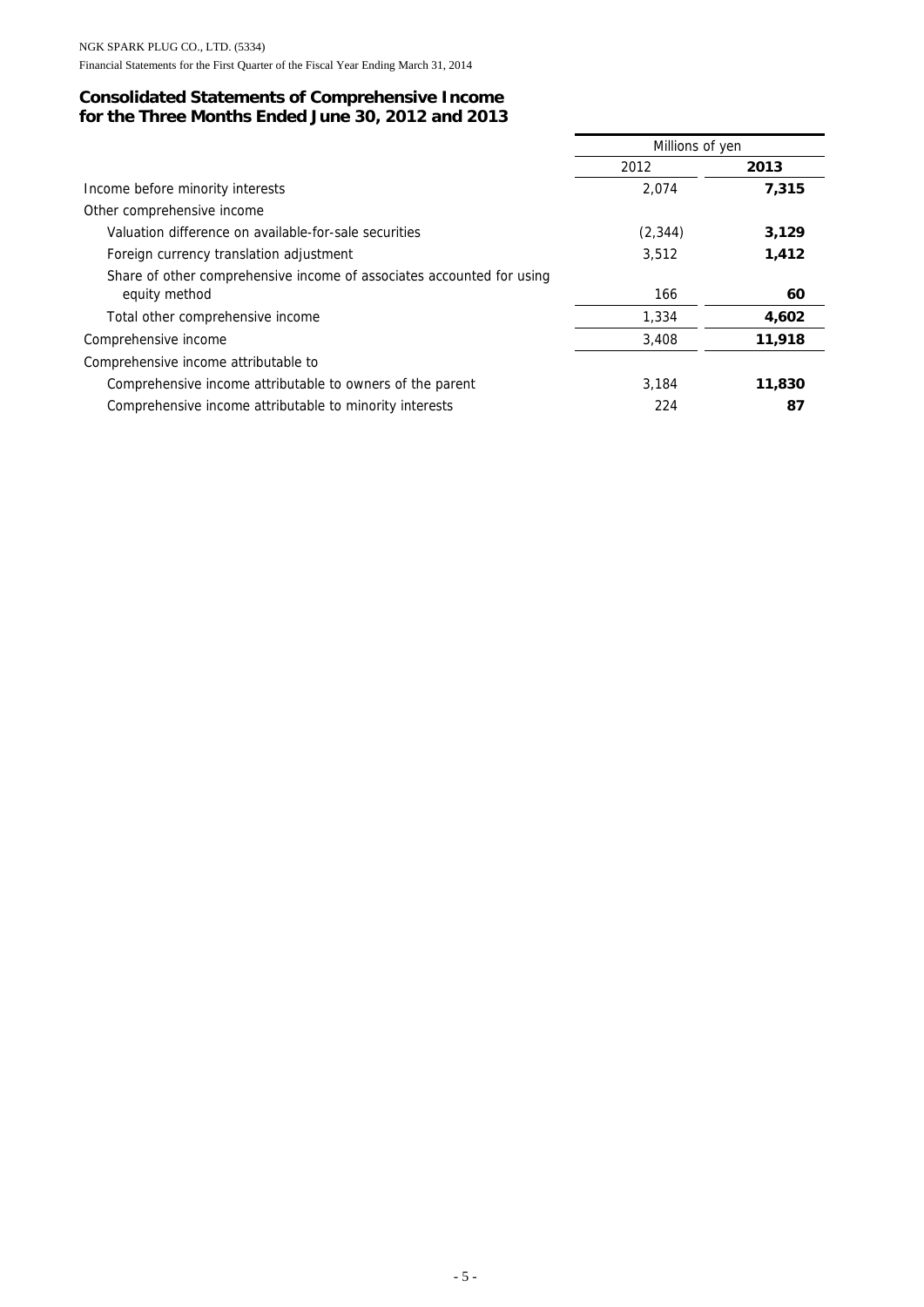## Consolidated Statements of Comprehensive Income for the Three Months Ended June 30, 2012 and 2013

| | Millions of yen | |
|---|---|---|
| | 2012 | **2013** |
| Income before minority interests | 2,074 | **7,315** |
| Other comprehensive income | | |
| Valuation difference on available-for-sale securities | (2,344) | **3,129** |
| Foreign currency translation adjustment | 3,512 | **1,412** |
| Share of other comprehensive income of associates accounted for using equity method | 166 | **60** |
| Total other comprehensive income | 1,334 | **4,602** |
| Comprehensive income | 3,408 | **11,918** |
| Comprehensive income attributable to | | |
| Comprehensive income attributable to owners of the parent | 3,184 | **11,830** |
| Comprehensive income attributable to minority interests | 224 | **87** |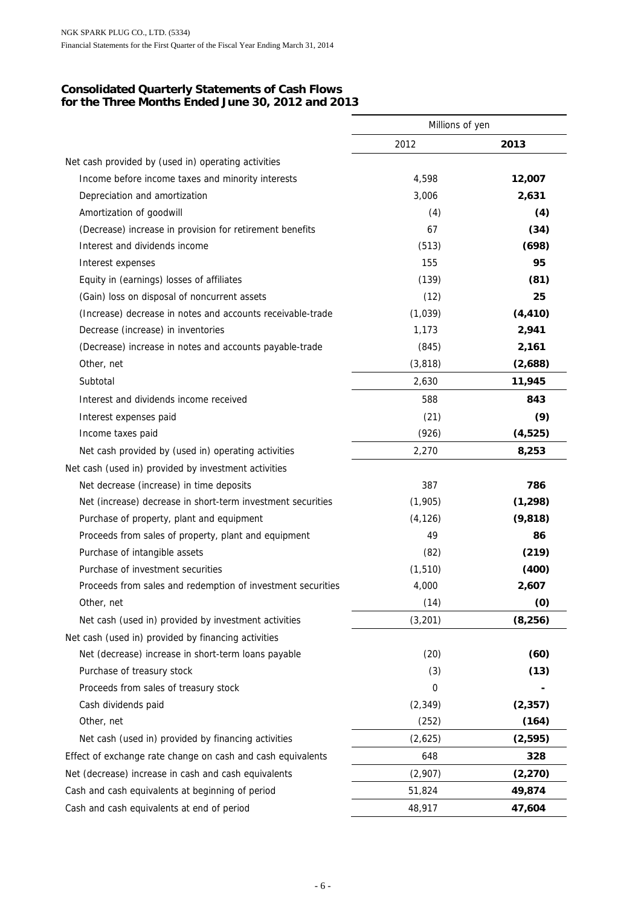## Consolidated Quarterly Statements of Cash Flows for the Three Months Ended June 30, 2012 and 2013

| | Millions of yen | |
|---|---|---|
| | 2012 | **2013** |
| Net cash provided by (used in) operating activities | | |
| Income before income taxes and minority interests | 4,598 | **12,007** |
| Depreciation and amortization | 3,006 | **2,631** |
| Amortization of goodwill | (4) | **(4)** |
| (Decrease) increase in provision for retirement benefits | 67 | **(34)** |
| Interest and dividends income | (513) | **(698)** |
| Interest expenses | 155 | **95** |
| Equity in (earnings) losses of affiliates | (139) | **(81)** |
| (Gain) loss on disposal of noncurrent assets | (12) | **25** |
| (Increase) decrease in notes and accounts receivable-trade | (1,039) | **(4,410)** |
| Decrease (increase) in inventories | 1,173 | **2,941** |
| (Decrease) increase in notes and accounts payable-trade | (845) | **2,161** |
| Other, net | (3,818) | **(2,688)** |
| Subtotal | 2,630 | **11,945** |
| Interest and dividends income received | 588 | **843** |
| Interest expenses paid | (21) | **(9)** |
| Income taxes paid | (926) | **(4,525)** |
| Net cash provided by (used in) operating activities | 2,270 | **8,253** |
| Net cash (used in) provided by investment activities | | |
| Net decrease (increase) in time deposits | 387 | **786** |
| Net (increase) decrease in short-term investment securities | (1,905) | **(1,298)** |
| Purchase of property, plant and equipment | (4,126) | **(9,818)** |
| Proceeds from sales of property, plant and equipment | 49 | **86** |
| Purchase of intangible assets | (82) | **(219)** |
| Purchase of investment securities | (1,510) | **(400)** |
| Proceeds from sales and redemption of investment securities | 4,000 | **2,607** |
| Other, net | (14) | **(0)** |
| Net cash (used in) provided by investment activities | (3,201) | **(8,256)** |
| Net cash (used in) provided by financing activities | | |
| Net (decrease) increase in short-term loans payable | (20) | **(60)** |
| Purchase of treasury stock | (3) | **(13)** |
| Proceeds from sales of treasury stock | 0 | **-** |
| Cash dividends paid | (2,349) | **(2,357)** |
| Other, net | (252) | **(164)** |
| Net cash (used in) provided by financing activities | (2,625) | **(2,595)** |
| Effect of exchange rate change on cash and cash equivalents | 648 | **328** |
| Net (decrease) increase in cash and cash equivalents | (2,907) | **(2,270)** |
| Cash and cash equivalents at beginning of period | 51,824 | **49,874** |
| Cash and cash equivalents at end of period | 48,917 | **47,604** |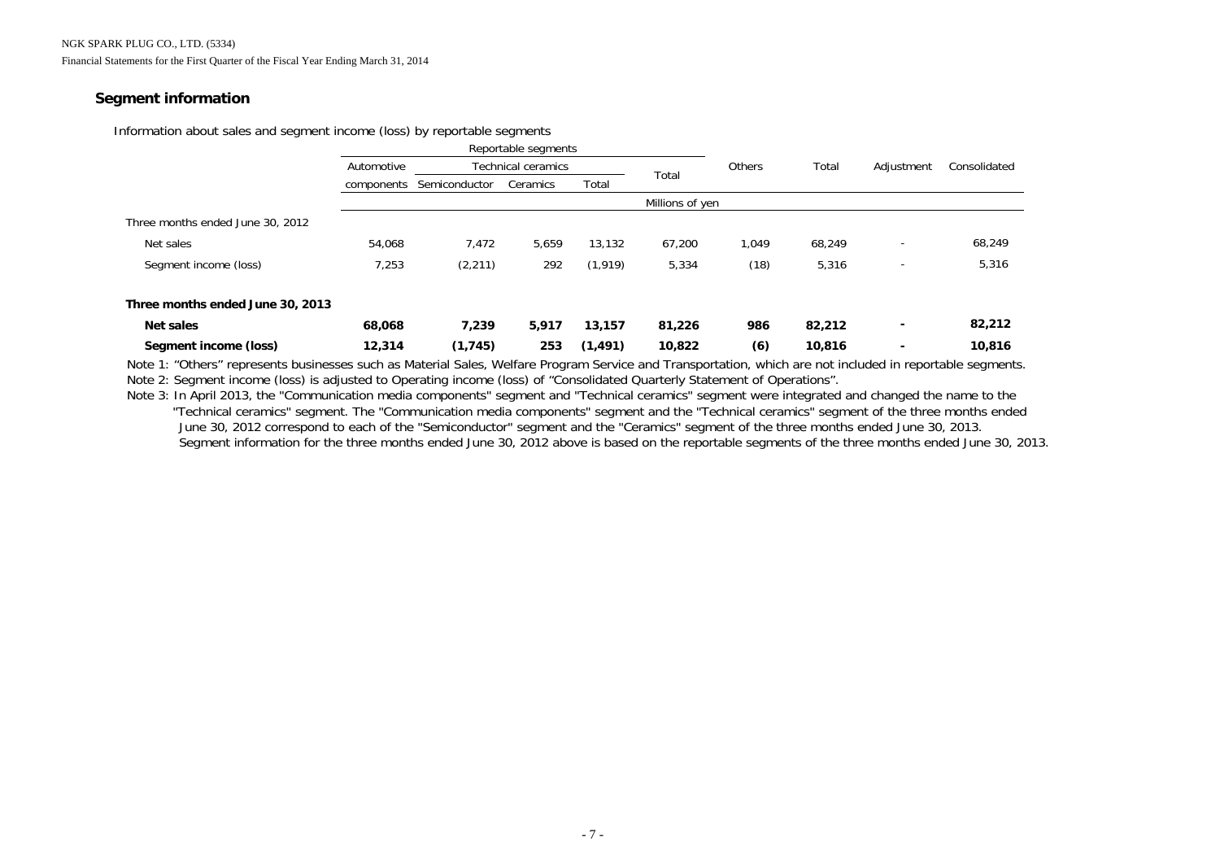## Segment information

Information about sales and segment income (loss) by reportable segments

| | Reportable segments | | | | | Others | Total | Adjustment | Consolidated |
|---|---|---|---|---|---|---|---|---|---|
| | Automotive components | Technical ceramics | | | Total | | | | |
| | | Semiconductor | Ceramics | Total | | | | | |
| | Millions of yen | | | | | | | | |
| Three months ended June 30, 2012 | | | | | | | | | |
| Net sales | 54,068 | 7,472 | 5,659 | 13,132 | 67,200 | 1,049 | 68,249 | - | 68,249 |
| Segment income (loss) | 7,253 | (2,211) | 292 | (1,919) | 5,334 | (18) | 5,316 | - | 5,316 |
| **Three months ended June 30, 2013** | | | | | | | | | |
| **Net sales** | **68,068** | **7,239** | **5,917** | **13,157** | **81,226** | **986** | **82,212** | **-** | **82,212** |
| **Segment income (loss)** | **12,314** | **(1,745)** | **253** | **(1,491)** | **10,822** | **(6)** | **10,816** | **-** | **10,816** |

Note 1: "Others" represents businesses such as Material Sales, Welfare Program Service and Transportation, which are not included in reportable segments.

Note 2: Segment income (loss) is adjusted to Operating income (loss) of "Consolidated Quarterly Statement of Operations".

Note 3: In April 2013, the "Communication media components" segment and "Technical ceramics" segment were integrated and changed the name to the "Technical ceramics" segment. The "Communication media components" segment and the "Technical ceramics" segment of the three months ended June 30, 2012 correspond to each of the "Semiconductor" segment and the "Ceramics" segment of the three months ended June 30, 2013. Segment information for the three months ended June 30, 2012 above is based on the reportable segments of the three months ended June 30, 2013.